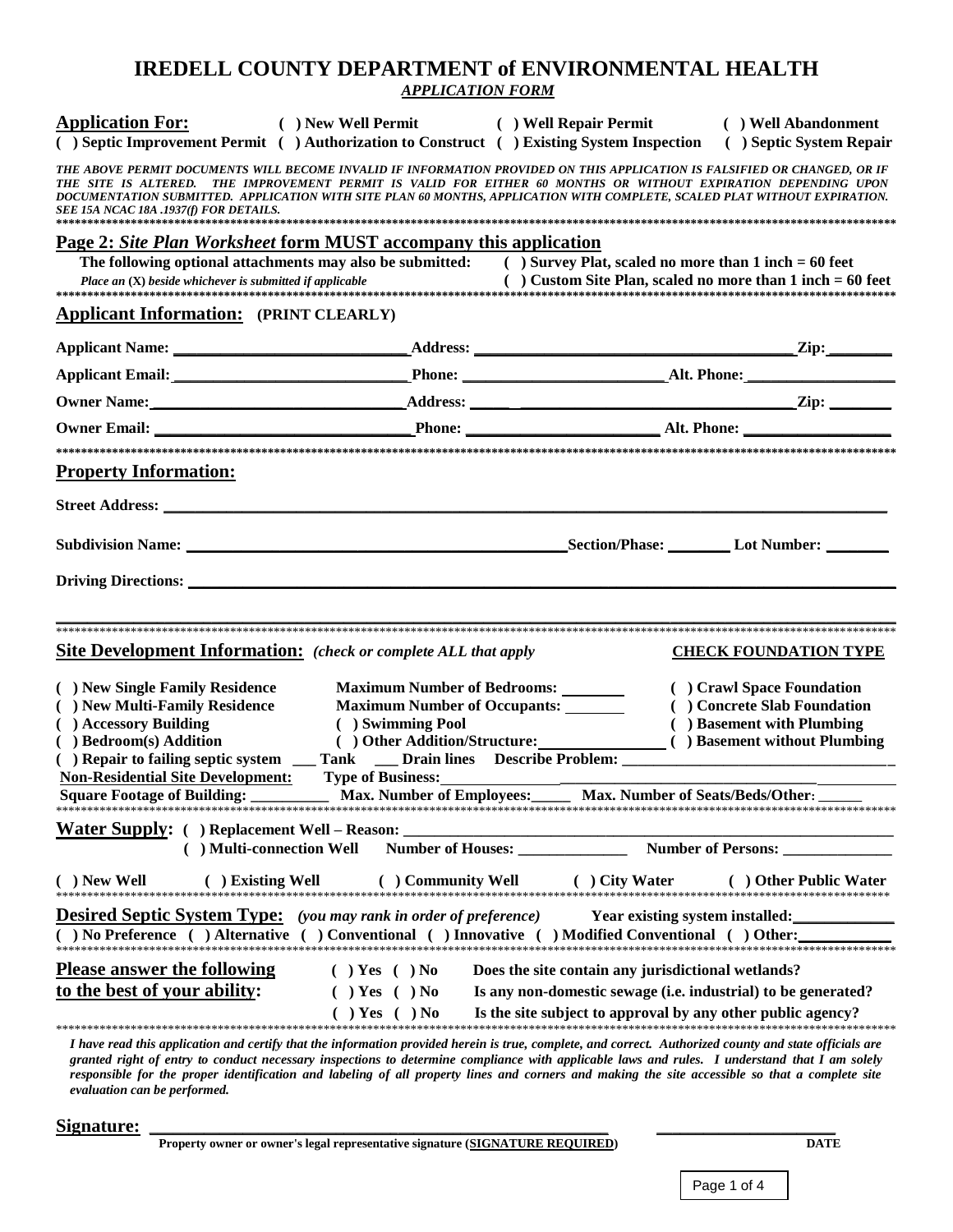# IREDELL COUNTY DEPARTMENT of ENVIRONMENTAL HEALTH

***APPLICATION FORM***

**Application For:** ( ) New Well Permit ( ) Well Repair Permit ( ) Well Abandonment
( ) Septic Improvement Permit ( ) Authorization to Construct ( ) Existing System Inspection ( ) Septic System Repair

*THE ABOVE PERMIT DOCUMENTS WILL BECOME INVALID IF INFORMATION PROVIDED ON THIS APPLICATION IS FALSIFIED OR CHANGED, OR IF THE SITE IS ALTERED. THE IMPROVEMENT PERMIT IS VALID FOR EITHER 60 MONTHS OR WITHOUT EXPIRATION DEPENDING UPON DOCUMENTATION SUBMITTED. APPLICATION WITH SITE PLAN 60 MONTHS, APPLICATION WITH COMPLETE, SCALED PLAT WITHOUT EXPIRATION. SEE 15A NCAC 18A .1937(f) FOR DETAILS.*

**Page 2: *Site Plan Worksheet* form MUST accompany this application**

**The following optional attachments may also be submitted:** ( ) Survey Plat, scaled no more than 1 inch = 60 feet
*Place an (X) beside whichever is submitted if applicable* ( ) Custom Site Plan, scaled no more than 1 inch = 60 feet

## Applicant Information: (PRINT CLEARLY)

Applicant Name: ______________ Address: ______________ Zip: ________

Applicant Email: ______________ Phone: ______________ Alt. Phone: ______________

Owner Name: ______________ Address: ______________ Zip: ________

Owner Email: ______________ Phone: ______________ Alt. Phone: ______________

## Property Information:

Street Address: ______________________________

Subdivision Name: ______________ Section/Phase: ________ Lot Number: ________

Driving Directions: ______________________________

## Site Development Information: *(check or complete ALL that apply)*

**CHECK FOUNDATION TYPE**

( ) New Single Family Residence   Maximum Number of Bedrooms: ________   ( ) Crawl Space Foundation
( ) New Multi-Family Residence   Maximum Number of Occupants: ________   ( ) Concrete Slab Foundation
( ) Accessory Building   ( ) Swimming Pool   ( ) Basement with Plumbing
( ) Bedroom(s) Addition   ( ) Other Addition/Structure: ________   ( ) Basement without Plumbing
( ) Repair to failing septic system ___ Tank ___ Drain lines   Describe Problem: ______________

Non-Residential Site Development: Type of Business: ______________

Square Footage of Building: ________ Max. Number of Employees: ____ Max. Number of Seats/Beds/Other: ____

**Water Supply:** ( ) Replacement Well – Reason: ______________
( ) Multi-connection Well   Number of Houses: ________   Number of Persons: ________

( ) New Well   ( ) Existing Well   ( ) Community Well   ( ) City Water   ( ) Other Public Water

**Desired Septic System Type:** *(you may rank in order of preference)*   Year existing system installed: ________
( ) No Preference ( ) Alternative ( ) Conventional ( ) Innovative ( ) Modified Conventional ( ) Other: ________

**Please answer the following to the best of your ability:**

( ) Yes ( ) No   Does the site contain any jurisdictional wetlands?
( ) Yes ( ) No   Is any non-domestic sewage (i.e. industrial) to be generated?
( ) Yes ( ) No   Is the site subject to approval by any other public agency?

*I have read this application and certify that the information provided herein is true, complete, and correct. Authorized county and state officials are granted right of entry to conduct necessary inspections to determine compliance with applicable laws and rules. I understand that I am solely responsible for the proper identification and labeling of all property lines and corners and making the site accessible so that a complete site evaluation can be performed.*

**Signature:** ______________________________   ______________
Property owner or owner's legal representative signature (SIGNATURE REQUIRED)   DATE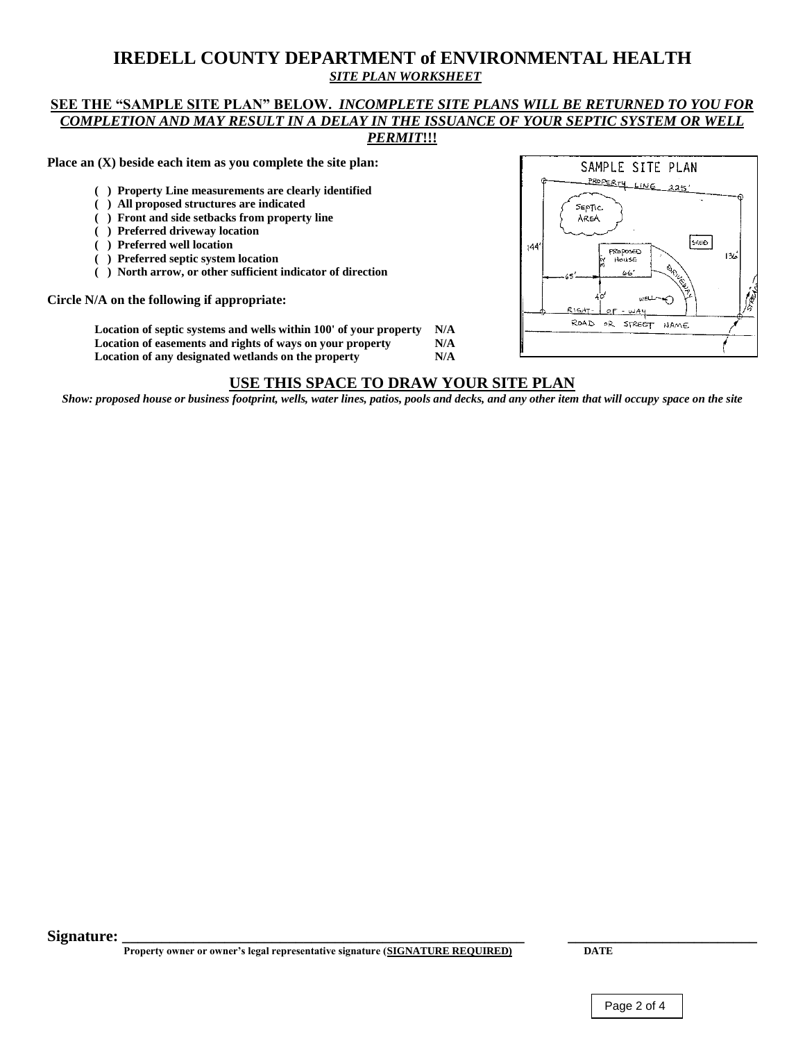# IREDELL COUNTY DEPARTMENT of ENVIRONMENTAL HEALTH

***SITE PLAN WORKSHEET***

**SEE THE "SAMPLE SITE PLAN" BELOW. *INCOMPLETE SITE PLANS WILL BE RETURNED TO YOU FOR COMPLETION AND MAY RESULT IN A DELAY IN THE ISSUANCE OF YOUR SEPTIC SYSTEM OR WELL PERMIT!!!***

**Place an (X) beside each item as you complete the site plan:**

- **( ) Property Line measurements are clearly identified**
- **( ) All proposed structures are indicated**
- **( ) Front and side setbacks from property line**
- **( ) Preferred driveway location**
- **( ) Preferred well location**
- **( ) Preferred septic system location**
- **( ) North arrow, or other sufficient indicator of direction**

**Circle N/A on the following if appropriate:**

| | |
|---|---|
| **Location of septic systems and wells within 100' of your property** | **N/A** |
| **Location of easements and rights of ways on your property** | **N/A** |
| **Location of any designated wetlands on the property** | **N/A** |

SAMPLE SITE PLAN

PROPERTY LINE 225'

SEPTIC AREA

SHED

144'

PROPOSED HOUSE

136'

65'

66'

DRIVEWAY

40'

WELL

RIGHT - OF - WAY

ROAD OR STREET NAME

STREAM

## USE THIS SPACE TO DRAW YOUR SITE PLAN

***Show: proposed house or business footprint, wells, water lines, patios, pools and decks, and any other item that will occupy space on the site***

**Signature: \_\_\_\_\_\_\_\_\_\_\_\_\_\_\_\_\_\_\_\_\_\_\_\_\_\_\_\_\_\_\_\_\_\_\_\_\_\_\_\_\_\_\_\_\_\_\_\_\_\_\_\_\_\_\_\_ \_\_\_\_\_\_\_\_\_\_\_\_\_\_\_\_\_\_\_\_\_\_\_\_**

**Property owner or owner's legal representative signature (<u>SIGNATURE REQUIRED</u>)** **DATE**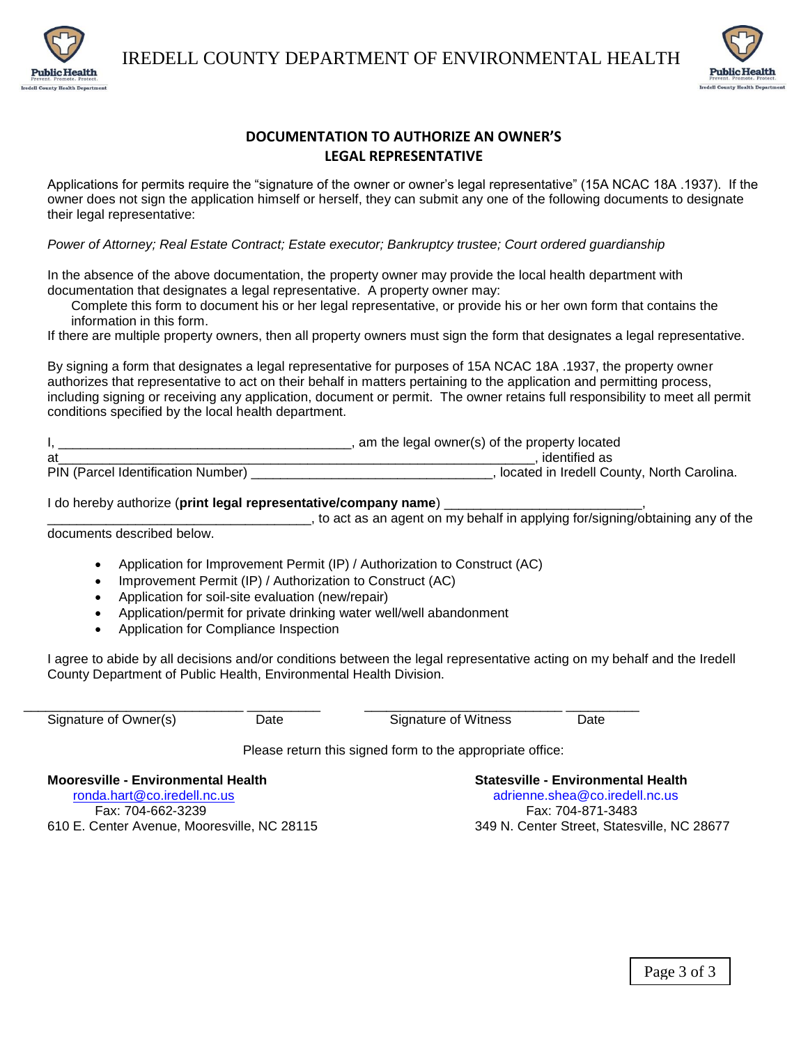IREDELL COUNTY DEPARTMENT OF ENVIRONMENTAL HEALTH

## DOCUMENTATION TO AUTHORIZE AN OWNER'S LEGAL REPRESENTATIVE

Applications for permits require the "signature of the owner or owner's legal representative" (15A NCAC 18A .1937). If the owner does not sign the application himself or herself, they can submit any one of the following documents to designate their legal representative:

*Power of Attorney; Real Estate Contract; Estate executor; Bankruptcy trustee; Court ordered guardianship*

In the absence of the above documentation, the property owner may provide the local health department with documentation that designates a legal representative. A property owner may:

Complete this form to document his or her legal representative, or provide his or her own form that contains the information in this form.

If there are multiple property owners, then all property owners must sign the form that designates a legal representative.

By signing a form that designates a legal representative for purposes of 15A NCAC 18A .1937, the property owner authorizes that representative to act on their behalf in matters pertaining to the application and permitting process, including signing or receiving any application, document or permit. The owner retains full responsibility to meet all permit conditions specified by the local health department.

I, ________________________________________, am the legal owner(s) of the property located at_________________________________________________________________, identified as PIN (Parcel Identification Number) ________________________________, located in Iredell County, North Carolina.

I do hereby authorize (**print legal representative/company name**) __________________________, ___________________________________, to act as an agent on my behalf in applying for/signing/obtaining any of the documents described below.

- Application for Improvement Permit (IP) / Authorization to Construct (AC)
- Improvement Permit (IP) / Authorization to Construct (AC)
- Application for soil-site evaluation (new/repair)
- Application/permit for private drinking water well/well abandonment
- Application for Compliance Inspection

I agree to abide by all decisions and/or conditions between the legal representative acting on my behalf and the Iredell County Department of Public Health, Environmental Health Division.

______________________________ __________ ___________________________ __________

Signature of Owner(s) Date Signature of Witness Date

Please return this signed form to the appropriate office:

**Mooresville - Environmental Health**
ronda.hart@co.iredell.nc.us
Fax: 704-662-3239
610 E. Center Avenue, Mooresville, NC 28115

**Statesville - Environmental Health**
adrienne.shea@co.iredell.nc.us
Fax: 704-871-3483
349 N. Center Street, Statesville, NC 28677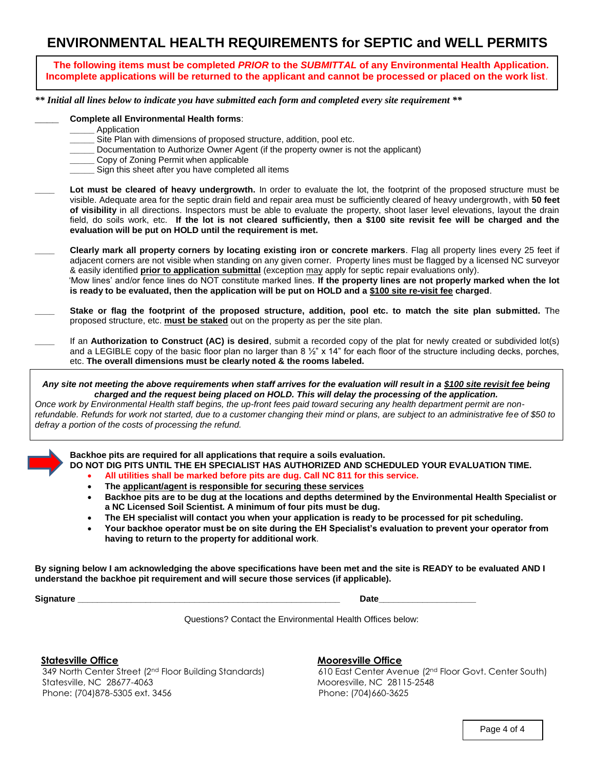# ENVIRONMENTAL HEALTH REQUIREMENTS for SEPTIC and WELL PERMITS

**The following items must be completed *PRIOR* to the *SUBMITTAL* of any Environmental Health Application. Incomplete applications will be returned to the applicant and cannot be processed or placed on the work list.**

***\*\* Initial all lines below to indicate you have submitted each form and completed every site requirement \*\****

_____ **Complete all Environmental Health forms**:

- _____ Application
- _____ Site Plan with dimensions of proposed structure, addition, pool etc.
- _____ Documentation to Authorize Owner Agent (if the property owner is not the applicant)
- _____ Copy of Zoning Permit when applicable
- _____ Sign this sheet after you have completed all items

____ **Lot must be cleared of heavy undergrowth.** In order to evaluate the lot, the footprint of the proposed structure must be visible. Adequate area for the septic drain field and repair area must be sufficiently cleared of heavy undergrowth, with **50 feet of visibility** in all directions. Inspectors must be able to evaluate the property, shoot laser level elevations, layout the drain field, do soils work, etc. **If the lot is not cleared sufficiently, then a $100 site revisit fee will be charged and the evaluation will be put on HOLD until the requirement is met.**

____ **Clearly mark all property corners by locating existing iron or concrete markers**. Flag all property lines every 25 feet if adjacent corners are not visible when standing on any given corner. Property lines must be flagged by a licensed NC surveyor & easily identified **prior to application submittal** (exception may apply for septic repair evaluations only). 'Mow lines' and/or fence lines do NOT constitute marked lines. **If the property lines are not properly marked when the lot is ready to be evaluated, then the application will be put on HOLD and a $100 site re-visit fee charged**.

____ **Stake or flag the footprint of the proposed structure, addition, pool etc. to match the site plan submitted.** The proposed structure, etc. **must be staked** out on the property as per the site plan.

____ If an **Authorization to Construct (AC) is desired**, submit a recorded copy of the plat for newly created or subdivided lot(s) and a LEGIBLE copy of the basic floor plan no larger than 8 ½" x 14" for each floor of the structure including decks, porches, etc. **The overall dimensions must be clearly noted & the rooms labeled.**

***Any site not meeting the above requirements when staff arrives for the evaluation will result in a $100 site revisit fee being charged and the request being placed on HOLD. This will delay the processing of the application.***
*Once work by Environmental Health staff begins, the up-front fees paid toward securing any health department permit are non-refundable. Refunds for work not started, due to a customer changing their mind or plans, are subject to an administrative fee of $50 to defray a portion of the costs of processing the refund.*

**Backhoe pits are required for all applications that require a soils evaluation.**
**DO NOT DIG PITS UNTIL THE EH SPECIALIST HAS AUTHORIZED AND SCHEDULED YOUR EVALUATION TIME.**

- **All utilities shall be marked before pits are dug. Call NC 811 for this service.**
- **The applicant/agent is responsible for securing these services**
- **Backhoe pits are to be dug at the locations and depths determined by the Environmental Health Specialist or a NC Licensed Soil Scientist. A minimum of four pits must be dug.**
- **The EH specialist will contact you when your application is ready to be processed for pit scheduling.**
- **Your backhoe operator must be on site during the EH Specialist's evaluation to prevent your operator from having to return to the property for additional work**.

**By signing below I am acknowledging the above specifications have been met and the site is READY to be evaluated AND I understand the backhoe pit requirement and will secure those services (if applicable).**

**Signature** ______________________________________________ **Date**__________________

Questions? Contact the Environmental Health Offices below:

**Statesville Office**
349 North Center Street (2nd Floor Building Standards)
Statesville, NC 28677-4063
Phone: (704)878-5305 ext. 3456

**Mooresville Office**
610 East Center Avenue (2nd Floor Govt. Center South)
Mooresville, NC 28115-2548
Phone: (704)660-3625